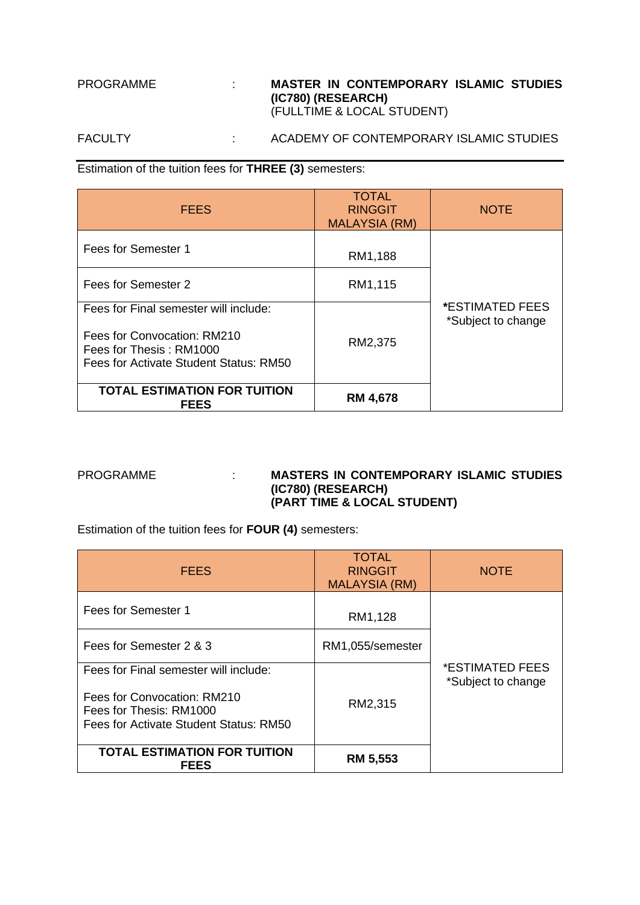PROGRAMME : **MASTER IN CONTEMPORARY ISLAMIC STUDIES (IC780) (RESEARCH)** (FULLTIME & LOCAL STUDENT)

FACULTY : ACADEMY OF CONTEMPORARY ISLAMIC STUDIES

Estimation of the tuition fees for **THREE (3)** semesters:

| FEES | TOTAL RINGGIT MALAYSIA (RM) | NOTE |
|---|---|---|
| Fees for Semester 1 | RM1,188 | ***ESTIMATED FEES** *Subject to change |
| Fees for Semester 2 | RM1,115 | |
| Fees for Final semester will include:<br><br>Fees for Convocation: RM210<br>Fees for Thesis : RM1000<br>Fees for Activate Student Status: RM50 | RM2,375 | |
| **TOTAL ESTIMATION FOR TUITION FEES** | **RM 4,678** | |

PROGRAMME : **MASTERS IN CONTEMPORARY ISLAMIC STUDIES (IC780) (RESEARCH) (PART TIME & LOCAL STUDENT)**

Estimation of the tuition fees for **FOUR (4)** semesters:

| FEES | TOTAL RINGGIT MALAYSIA (RM) | NOTE |
|---|---|---|
| Fees for Semester 1 | RM1,128 | *ESTIMATED FEES *Subject to change |
| Fees for Semester 2 & 3 | RM1,055/semester | |
| Fees for Final semester will include:<br><br>Fees for Convocation: RM210<br>Fees for Thesis: RM1000<br>Fees for Activate Student Status: RM50 | RM2,315 | |
| **TOTAL ESTIMATION FOR TUITION FEES** | **RM 5,553** | |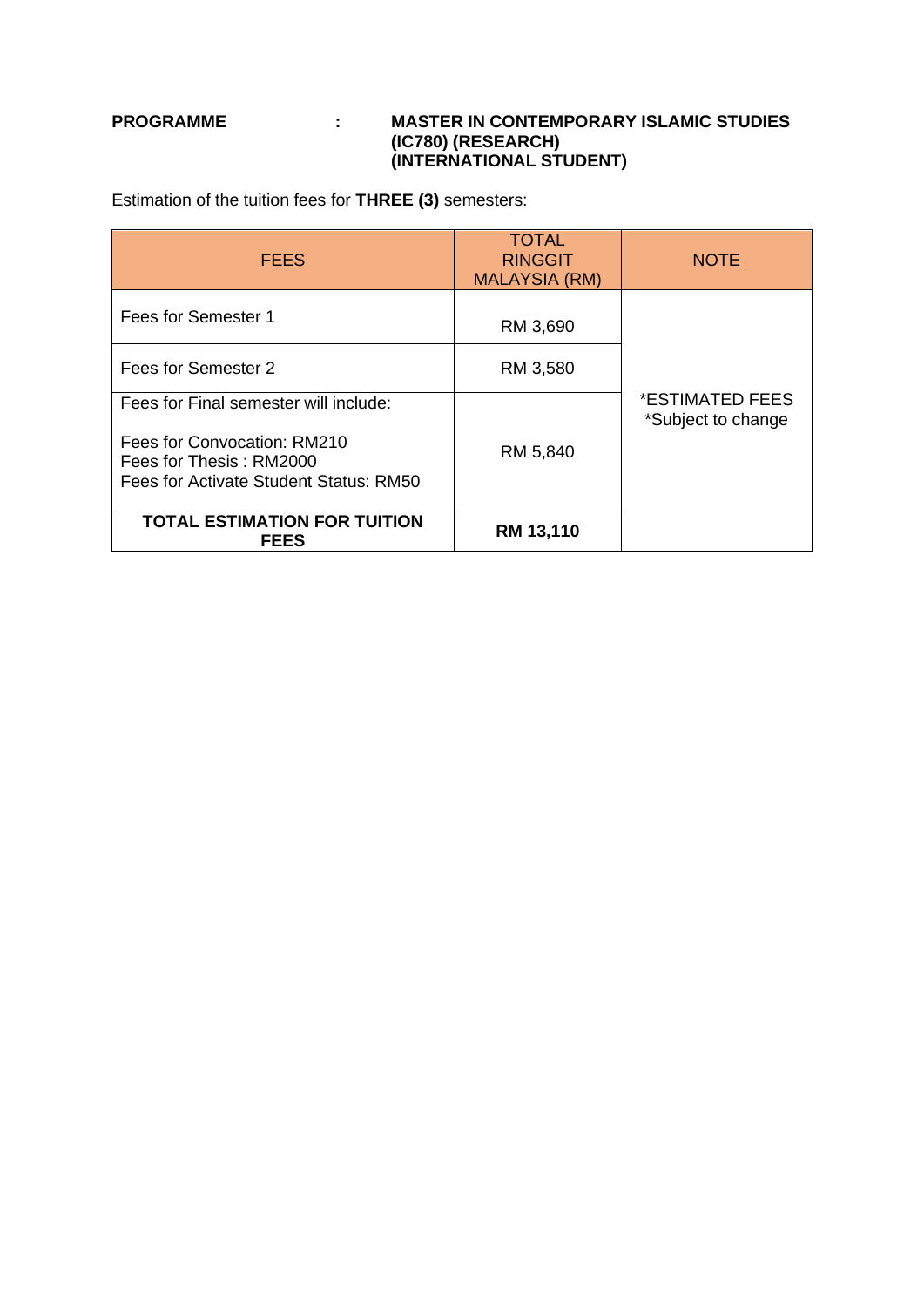**PROGRAMME : MASTER IN CONTEMPORARY ISLAMIC STUDIES (IC780) (RESEARCH) (INTERNATIONAL STUDENT)**

Estimation of the tuition fees for **THREE (3)** semesters:

| FEES | TOTAL RINGGIT MALAYSIA (RM) | NOTE |
|---|---|---|
| Fees for Semester 1 | RM 3,690 | *ESTIMATED FEES *Subject to change |
| Fees for Semester 2 | RM 3,580 | |
| Fees for Final semester will include:<br><br>Fees for Convocation: RM210<br>Fees for Thesis : RM2000<br>Fees for Activate Student Status: RM50 | RM 5,840 | |
| **TOTAL ESTIMATION FOR TUITION FEES** | **RM 13,110** | |